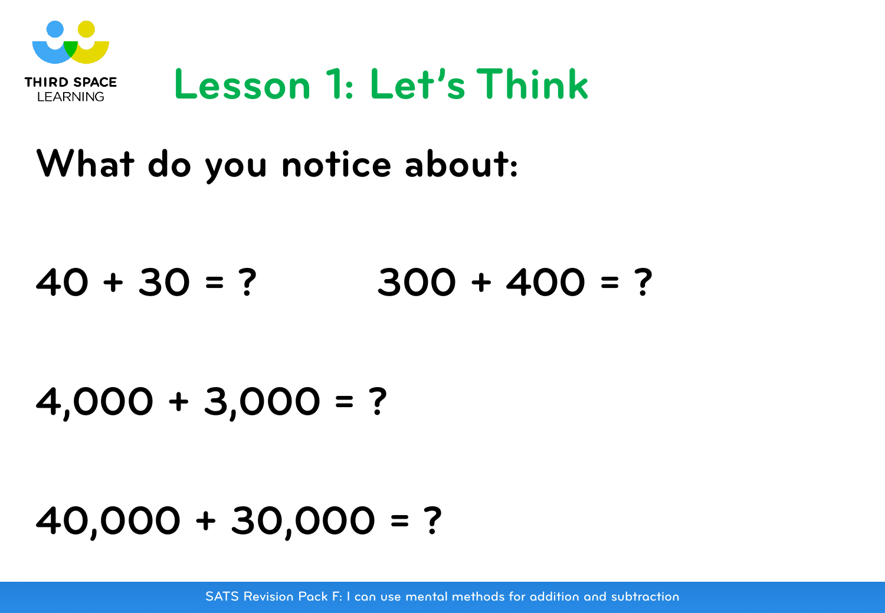THIRD SPACE LEARNING

# Lesson 1: Let's Think

## What do you notice about:

40 + 30 = ?

300 + 400 = ?

4,000 + 3,000 = ?

40,000 + 30,000 = ?

SATS Revision Pack F: I can use mental methods for addition and subtraction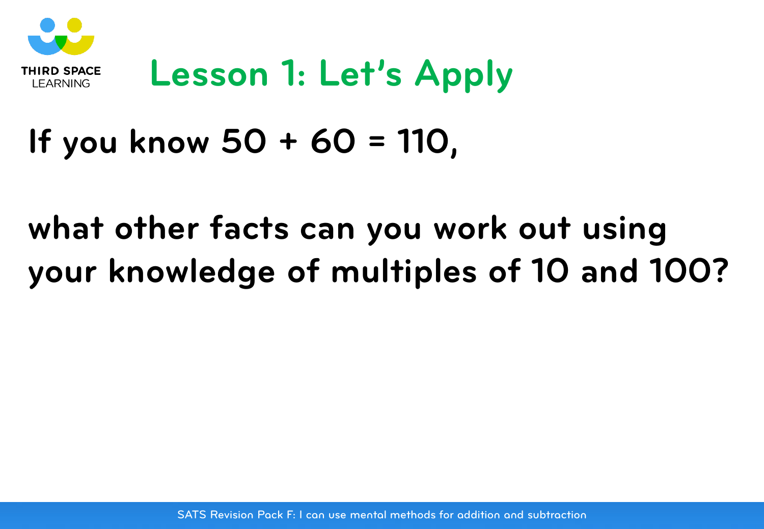# Lesson 1: Let's Apply

If you know $50 + 60 = 110$,

what other facts can you work out using your knowledge of multiples of 10 and 100?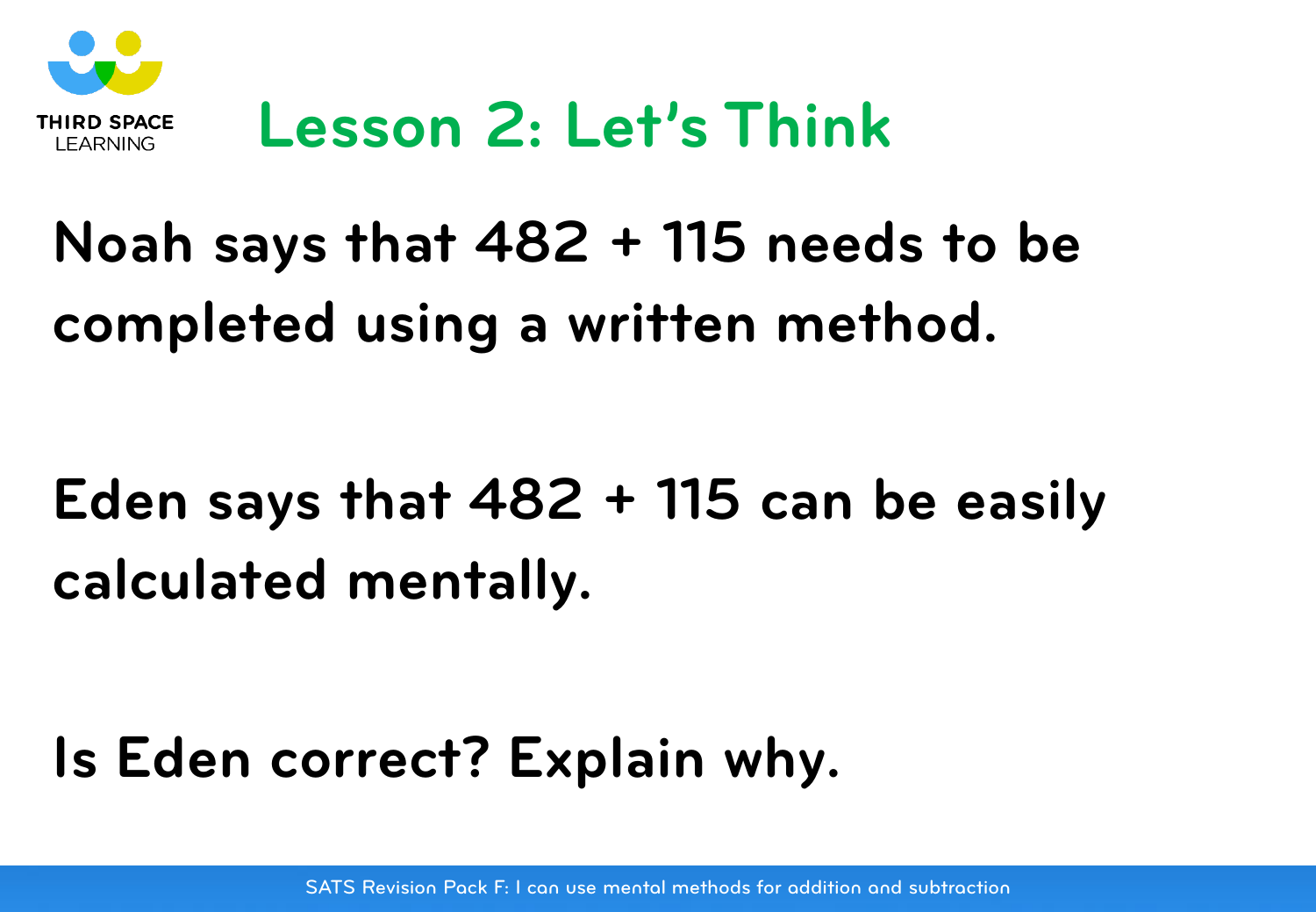# Lesson 2: Let's Think

Noah says that 482 + 115 needs to be completed using a written method.

Eden says that 482 + 115 can be easily calculated mentally.

Is Eden correct? Explain why.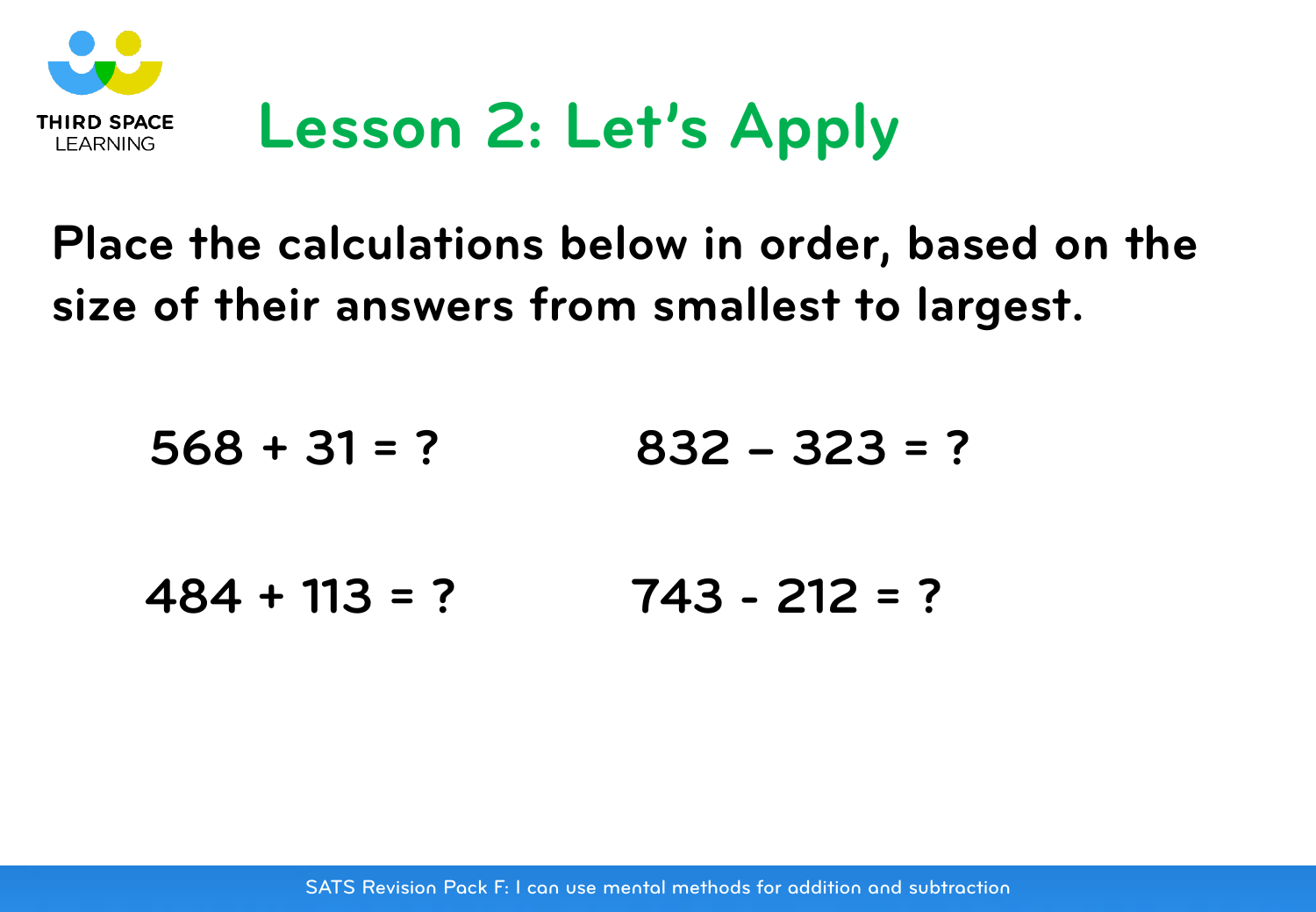# Lesson 2: Let's Apply

**Place the calculations below in order, based on the size of their answers from smallest to largest.**

$568 + 31 = ?$

$832 – 323 = ?$

$484 + 113 = ?$

$743 - 212 = ?$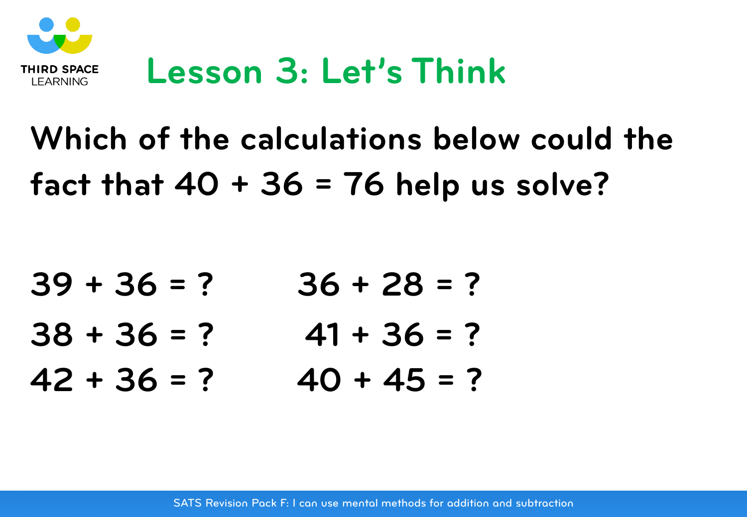# Lesson 3: Let's Think

**Which of the calculations below could the fact that 40 + 36 = 76 help us solve?**

39 + 36 = ?

38 + 36 = ?

42 + 36 = ?

36 + 28 = ?

41 + 36 = ?

40 + 45 = ?

SATS Revision Pack F: I can use mental methods for addition and subtraction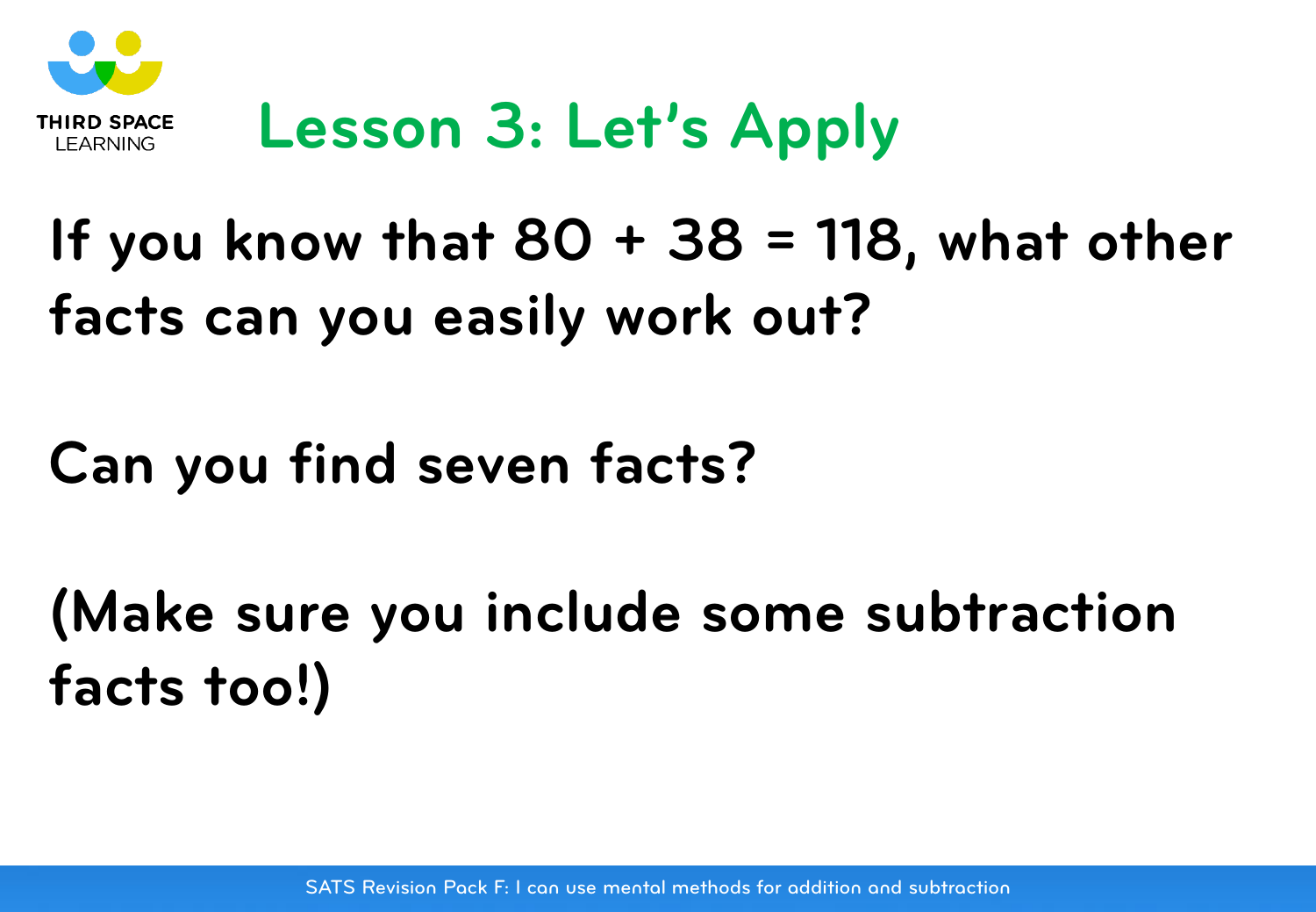# Lesson 3: Let's Apply

If you know that $80 + 38 = 118$, what other facts can you easily work out?

Can you find seven facts?

(Make sure you include some subtraction facts too!)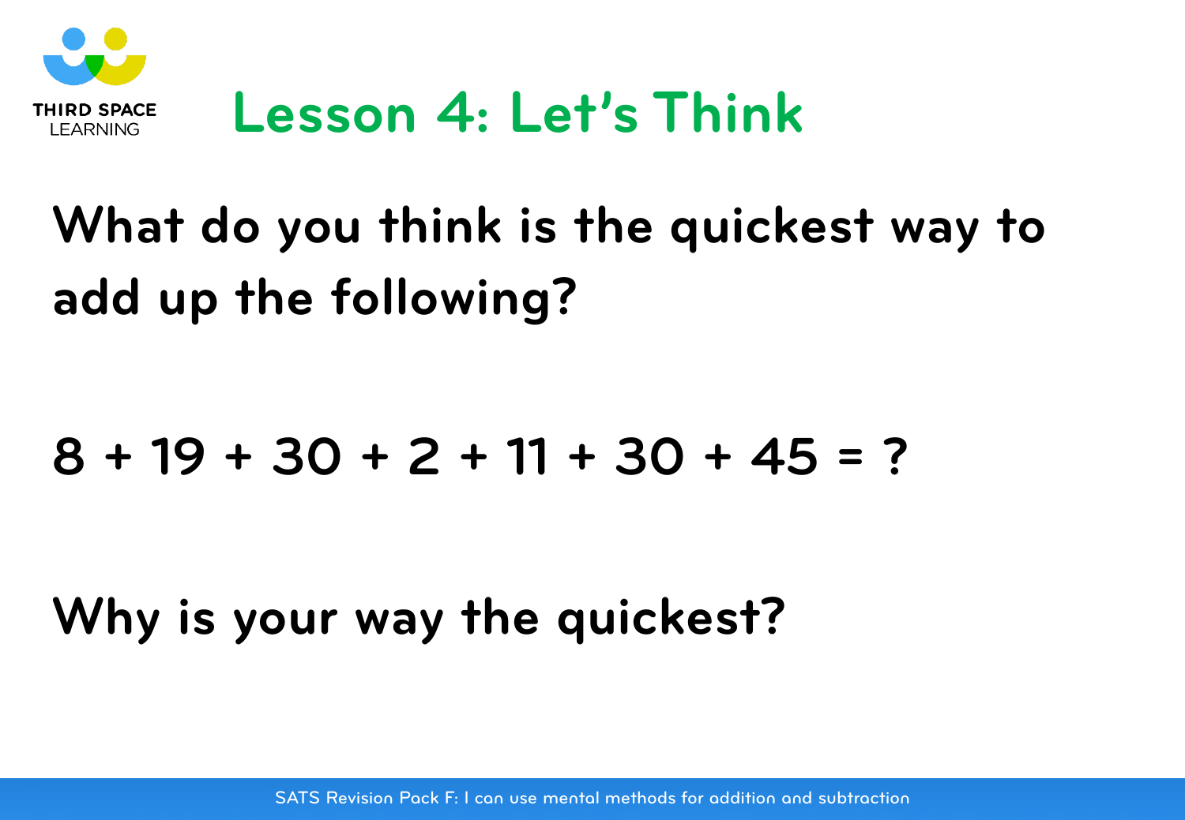# Lesson 4: Let's Think

What do you think is the quickest way to add up the following?

$$8 + 19 + 30 + 2 + 11 + 30 + 45 = ?$$

Why is your way the quickest?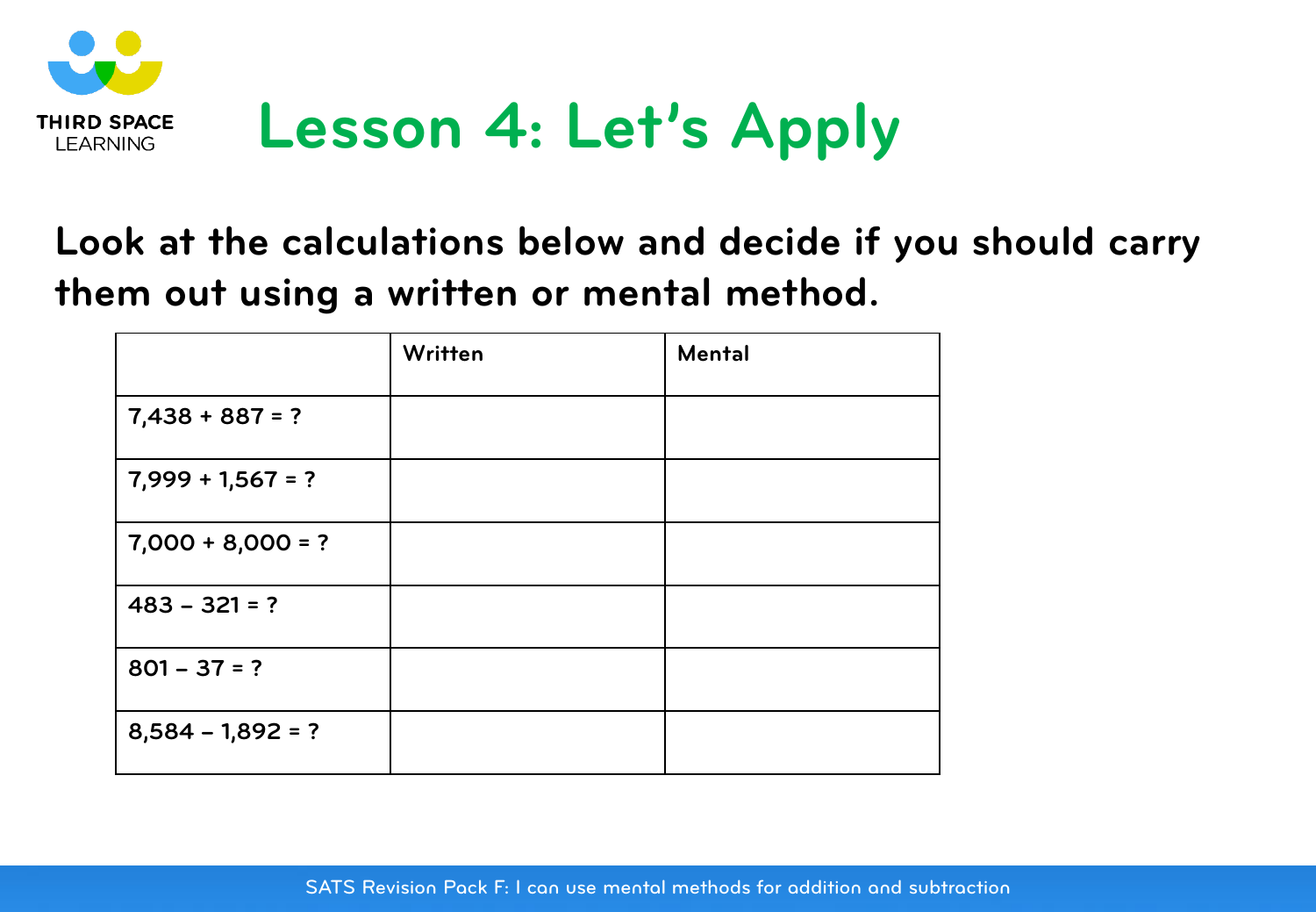# Lesson 4: Let's Apply

**Look at the calculations below and decide if you should carry them out using a written or mental method.**

| | Written | Mental |
|---|---|---|
| 7,438 + 887 = ? | | |
| 7,999 + 1,567 = ? | | |
| 7,000 + 8,000 = ? | | |
| 483 – 321 = ? | | |
| 801 – 37 = ? | | |
| 8,584 – 1,892 = ? | | |